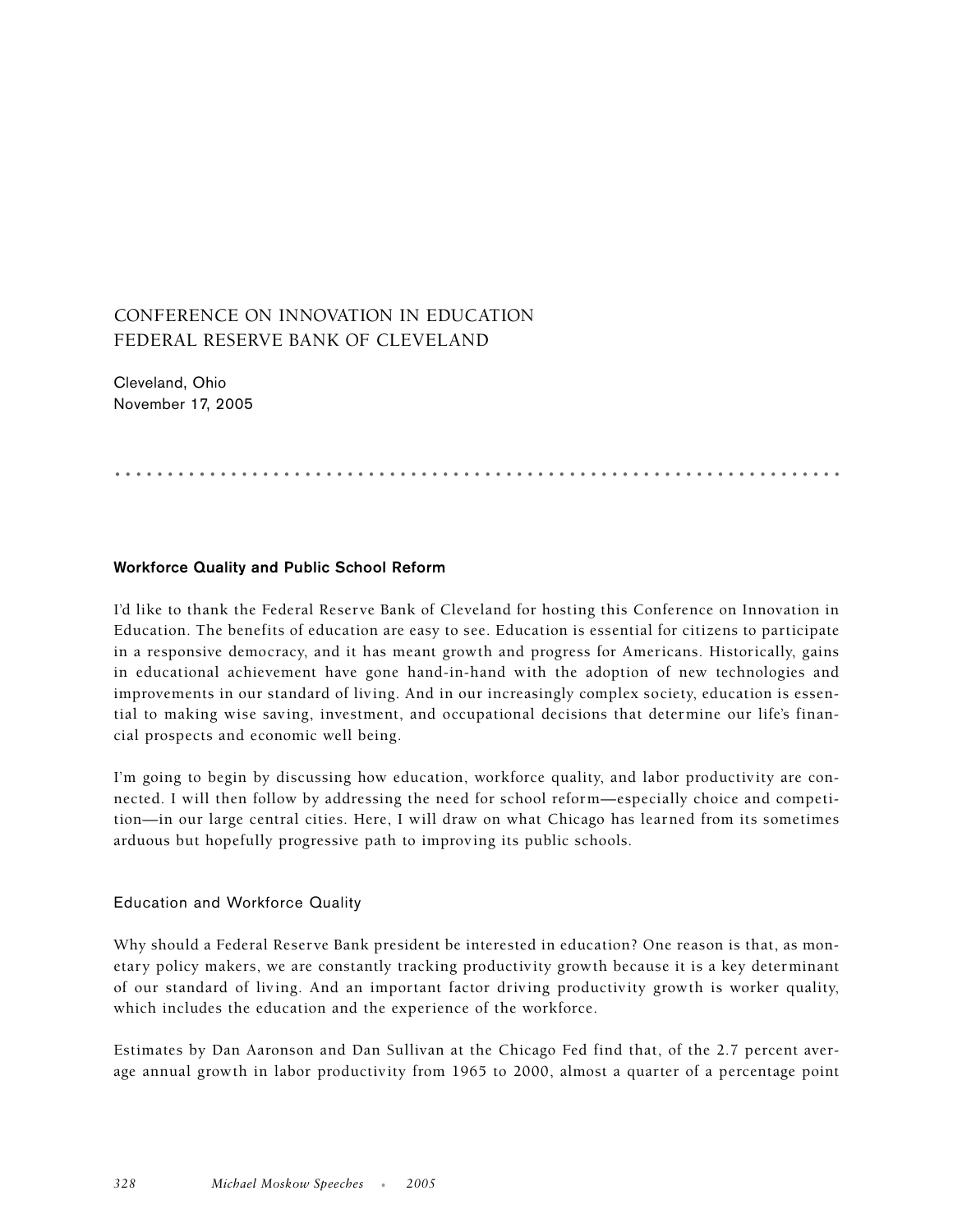# CONFERENCE ON INNOVATION IN EDUCATION
# FEDERAL RESERVE BANK OF CLEVELAND

Cleveland, Ohio
November 17, 2005

## Workforce Quality and Public School Reform

I'd like to thank the Federal Reserve Bank of Cleveland for hosting this Conference on Innovation in Education. The benefits of education are easy to see. Education is essential for citizens to participate in a responsive democracy, and it has meant growth and progress for Americans. Historically, gains in educational achievement have gone hand-in-hand with the adoption of new technologies and improvements in our standard of living. And in our increasingly complex society, education is essential to making wise saving, investment, and occupational decisions that determine our life's financial prospects and economic well being.

I'm going to begin by discussing how education, workforce quality, and labor productivity are connected. I will then follow by addressing the need for school reform—especially choice and competition—in our large central cities. Here, I will draw on what Chicago has learned from its sometimes arduous but hopefully progressive path to improving its public schools.

### Education and Workforce Quality

Why should a Federal Reserve Bank president be interested in education? One reason is that, as monetary policy makers, we are constantly tracking productivity growth because it is a key determinant of our standard of living. And an important factor driving productivity growth is worker quality, which includes the education and the experience of the workforce.

Estimates by Dan Aaronson and Dan Sullivan at the Chicago Fed find that, of the 2.7 percent average annual growth in labor productivity from 1965 to 2000, almost a quarter of a percentage point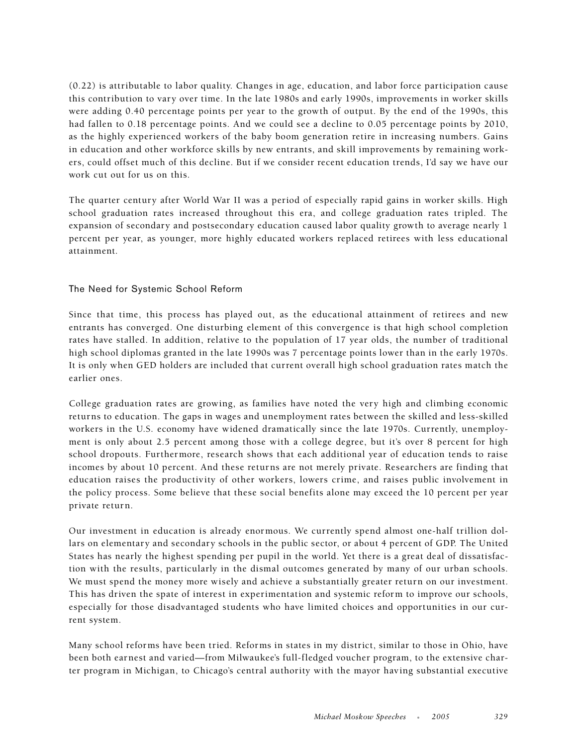(0.22) is attributable to labor quality. Changes in age, education, and labor force participation cause this contribution to vary over time. In the late 1980s and early 1990s, improvements in worker skills were adding 0.40 percentage points per year to the growth of output. By the end of the 1990s, this had fallen to 0.18 percentage points. And we could see a decline to 0.05 percentage points by 2010, as the highly experienced workers of the baby boom generation retire in increasing numbers. Gains in education and other workforce skills by new entrants, and skill improvements by remaining workers, could offset much of this decline. But if we consider recent education trends, I'd say we have our work cut out for us on this.

The quarter century after World War II was a period of especially rapid gains in worker skills. High school graduation rates increased throughout this era, and college graduation rates tripled. The expansion of secondary and postsecondary education caused labor quality growth to average nearly 1 percent per year, as younger, more highly educated workers replaced retirees with less educational attainment.

## The Need for Systemic School Reform

Since that time, this process has played out, as the educational attainment of retirees and new entrants has converged. One disturbing element of this convergence is that high school completion rates have stalled. In addition, relative to the population of 17 year olds, the number of traditional high school diplomas granted in the late 1990s was 7 percentage points lower than in the early 1970s. It is only when GED holders are included that current overall high school graduation rates match the earlier ones.

College graduation rates are growing, as families have noted the very high and climbing economic returns to education. The gaps in wages and unemployment rates between the skilled and less-skilled workers in the U.S. economy have widened dramatically since the late 1970s. Currently, unemployment is only about 2.5 percent among those with a college degree, but it's over 8 percent for high school dropouts. Furthermore, research shows that each additional year of education tends to raise incomes by about 10 percent. And these returns are not merely private. Researchers are finding that education raises the productivity of other workers, lowers crime, and raises public involvement in the policy process. Some believe that these social benefits alone may exceed the 10 percent per year private return.

Our investment in education is already enormous. We currently spend almost one-half trillion dollars on elementary and secondary schools in the public sector, or about 4 percent of GDP. The United States has nearly the highest spending per pupil in the world. Yet there is a great deal of dissatisfaction with the results, particularly in the dismal outcomes generated by many of our urban schools. We must spend the money more wisely and achieve a substantially greater return on our investment. This has driven the spate of interest in experimentation and systemic reform to improve our schools, especially for those disadvantaged students who have limited choices and opportunities in our current system.

Many school reforms have been tried. Reforms in states in my district, similar to those in Ohio, have been both earnest and varied—from Milwaukee's full-fledged voucher program, to the extensive charter program in Michigan, to Chicago's central authority with the mayor having substantial executive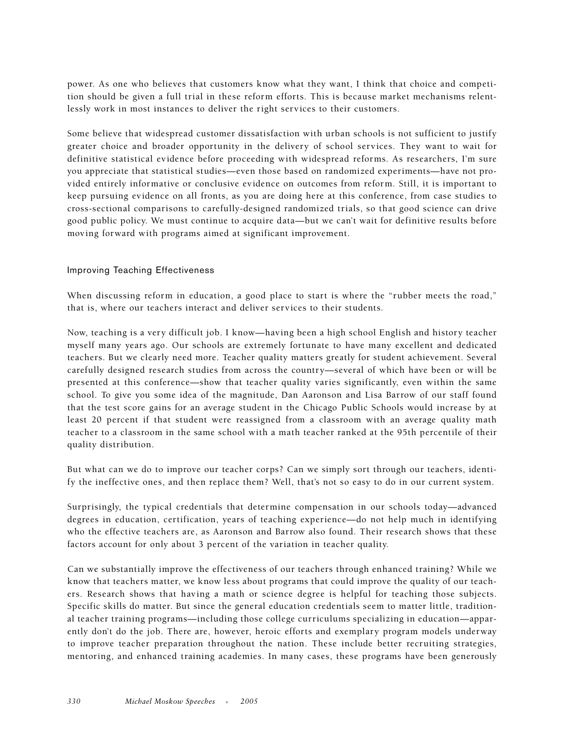power. As one who believes that customers know what they want, I think that choice and competition should be given a full trial in these reform efforts. This is because market mechanisms relentlessly work in most instances to deliver the right services to their customers.

Some believe that widespread customer dissatisfaction with urban schools is not sufficient to justify greater choice and broader opportunity in the delivery of school services. They want to wait for definitive statistical evidence before proceeding with widespread reforms. As researchers, I'm sure you appreciate that statistical studies—even those based on randomized experiments—have not provided entirely informative or conclusive evidence on outcomes from reform. Still, it is important to keep pursuing evidence on all fronts, as you are doing here at this conference, from case studies to cross-sectional comparisons to carefully-designed randomized trials, so that good science can drive good public policy. We must continue to acquire data—but we can't wait for definitive results before moving forward with programs aimed at significant improvement.

## Improving Teaching Effectiveness

When discussing reform in education, a good place to start is where the "rubber meets the road," that is, where our teachers interact and deliver services to their students.

Now, teaching is a very difficult job. I know—having been a high school English and history teacher myself many years ago. Our schools are extremely fortunate to have many excellent and dedicated teachers. But we clearly need more. Teacher quality matters greatly for student achievement. Several carefully designed research studies from across the country—several of which have been or will be presented at this conference—show that teacher quality varies significantly, even within the same school. To give you some idea of the magnitude, Dan Aaronson and Lisa Barrow of our staff found that the test score gains for an average student in the Chicago Public Schools would increase by at least 20 percent if that student were reassigned from a classroom with an average quality math teacher to a classroom in the same school with a math teacher ranked at the 95th percentile of their quality distribution.

But what can we do to improve our teacher corps? Can we simply sort through our teachers, identify the ineffective ones, and then replace them? Well, that's not so easy to do in our current system.

Surprisingly, the typical credentials that determine compensation in our schools today—advanced degrees in education, certification, years of teaching experience—do not help much in identifying who the effective teachers are, as Aaronson and Barrow also found. Their research shows that these factors account for only about 3 percent of the variation in teacher quality.

Can we substantially improve the effectiveness of our teachers through enhanced training? While we know that teachers matter, we know less about programs that could improve the quality of our teachers. Research shows that having a math or science degree is helpful for teaching those subjects. Specific skills do matter. But since the general education credentials seem to matter little, traditional teacher training programs—including those college curriculums specializing in education—apparently don't do the job. There are, however, heroic efforts and exemplary program models underway to improve teacher preparation throughout the nation. These include better recruiting strategies, mentoring, and enhanced training academies. In many cases, these programs have been generously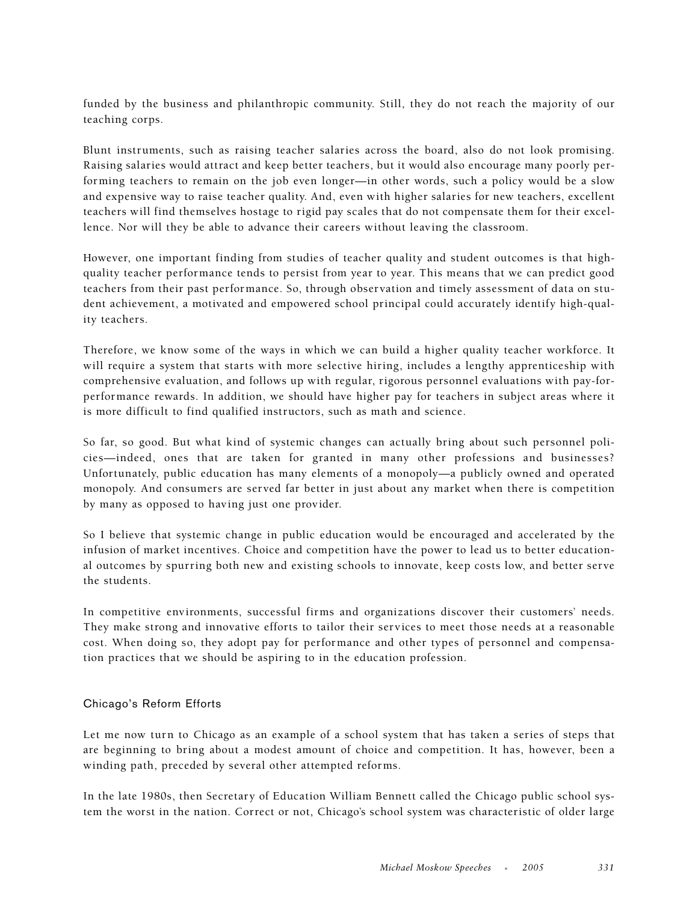funded by the business and philanthropic community. Still, they do not reach the majority of our teaching corps.

Blunt instruments, such as raising teacher salaries across the board, also do not look promising. Raising salaries would attract and keep better teachers, but it would also encourage many poorly performing teachers to remain on the job even longer—in other words, such a policy would be a slow and expensive way to raise teacher quality. And, even with higher salaries for new teachers, excellent teachers will find themselves hostage to rigid pay scales that do not compensate them for their excellence. Nor will they be able to advance their careers without leaving the classroom.

However, one important finding from studies of teacher quality and student outcomes is that high-quality teacher performance tends to persist from year to year. This means that we can predict good teachers from their past performance. So, through observation and timely assessment of data on student achievement, a motivated and empowered school principal could accurately identify high-quality teachers.

Therefore, we know some of the ways in which we can build a higher quality teacher workforce. It will require a system that starts with more selective hiring, includes a lengthy apprenticeship with comprehensive evaluation, and follows up with regular, rigorous personnel evaluations with pay-for-performance rewards. In addition, we should have higher pay for teachers in subject areas where it is more difficult to find qualified instructors, such as math and science.

So far, so good. But what kind of systemic changes can actually bring about such personnel policies—indeed, ones that are taken for granted in many other professions and businesses? Unfortunately, public education has many elements of a monopoly—a publicly owned and operated monopoly. And consumers are served far better in just about any market when there is competition by many as opposed to having just one provider.

So I believe that systemic change in public education would be encouraged and accelerated by the infusion of market incentives. Choice and competition have the power to lead us to better educational outcomes by spurring both new and existing schools to innovate, keep costs low, and better serve the students.

In competitive environments, successful firms and organizations discover their customers' needs. They make strong and innovative efforts to tailor their services to meet those needs at a reasonable cost. When doing so, they adopt pay for performance and other types of personnel and compensation practices that we should be aspiring to in the education profession.

## Chicago's Reform Efforts

Let me now turn to Chicago as an example of a school system that has taken a series of steps that are beginning to bring about a modest amount of choice and competition. It has, however, been a winding path, preceded by several other attempted reforms.

In the late 1980s, then Secretary of Education William Bennett called the Chicago public school system the worst in the nation. Correct or not, Chicago's school system was characteristic of older large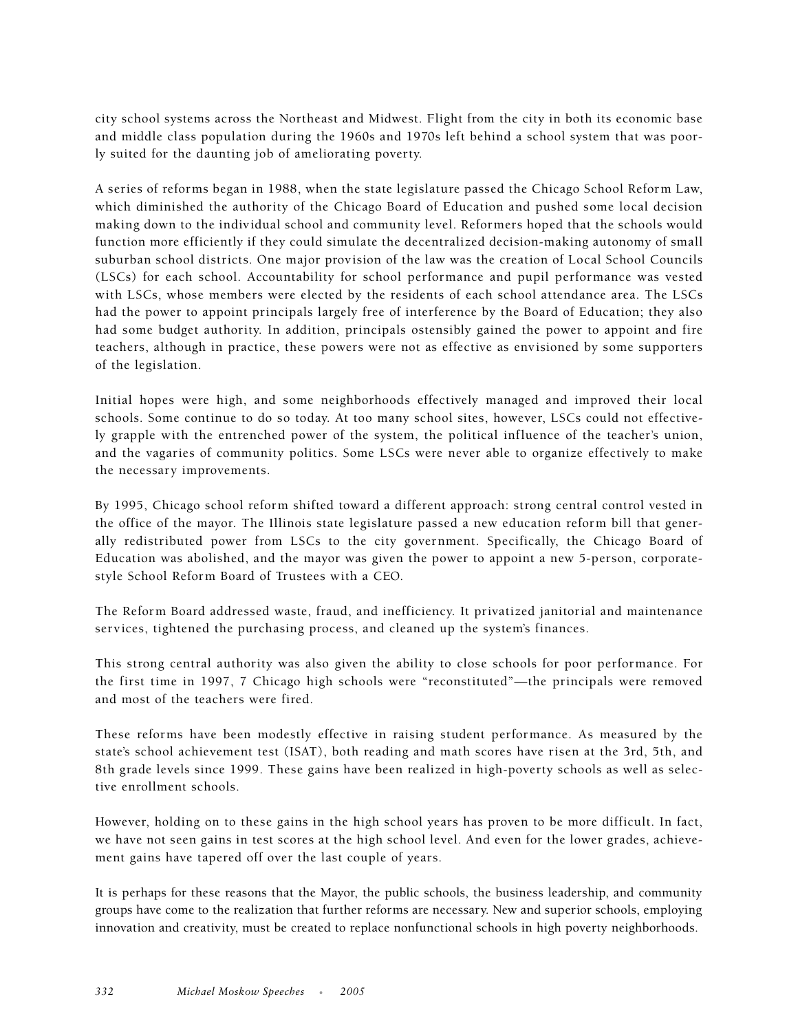city school systems across the Northeast and Midwest. Flight from the city in both its economic base and middle class population during the 1960s and 1970s left behind a school system that was poorly suited for the daunting job of ameliorating poverty.

A series of reforms began in 1988, when the state legislature passed the Chicago School Reform Law, which diminished the authority of the Chicago Board of Education and pushed some local decision making down to the individual school and community level. Reformers hoped that the schools would function more efficiently if they could simulate the decentralized decision-making autonomy of small suburban school districts. One major provision of the law was the creation of Local School Councils (LSCs) for each school. Accountability for school performance and pupil performance was vested with LSCs, whose members were elected by the residents of each school attendance area. The LSCs had the power to appoint principals largely free of interference by the Board of Education; they also had some budget authority. In addition, principals ostensibly gained the power to appoint and fire teachers, although in practice, these powers were not as effective as envisioned by some supporters of the legislation.

Initial hopes were high, and some neighborhoods effectively managed and improved their local schools. Some continue to do so today. At too many school sites, however, LSCs could not effectively grapple with the entrenched power of the system, the political influence of the teacher's union, and the vagaries of community politics. Some LSCs were never able to organize effectively to make the necessary improvements.

By 1995, Chicago school reform shifted toward a different approach: strong central control vested in the office of the mayor. The Illinois state legislature passed a new education reform bill that generally redistributed power from LSCs to the city government. Specifically, the Chicago Board of Education was abolished, and the mayor was given the power to appoint a new 5-person, corporate-style School Reform Board of Trustees with a CEO.

The Reform Board addressed waste, fraud, and inefficiency. It privatized janitorial and maintenance services, tightened the purchasing process, and cleaned up the system's finances.

This strong central authority was also given the ability to close schools for poor performance. For the first time in 1997, 7 Chicago high schools were "reconstituted"—the principals were removed and most of the teachers were fired.

These reforms have been modestly effective in raising student performance. As measured by the state's school achievement test (ISAT), both reading and math scores have risen at the 3rd, 5th, and 8th grade levels since 1999. These gains have been realized in high-poverty schools as well as selective enrollment schools.

However, holding on to these gains in the high school years has proven to be more difficult. In fact, we have not seen gains in test scores at the high school level. And even for the lower grades, achievement gains have tapered off over the last couple of years.

It is perhaps for these reasons that the Mayor, the public schools, the business leadership, and community groups have come to the realization that further reforms are necessary. New and superior schools, employing innovation and creativity, must be created to replace nonfunctional schools in high poverty neighborhoods.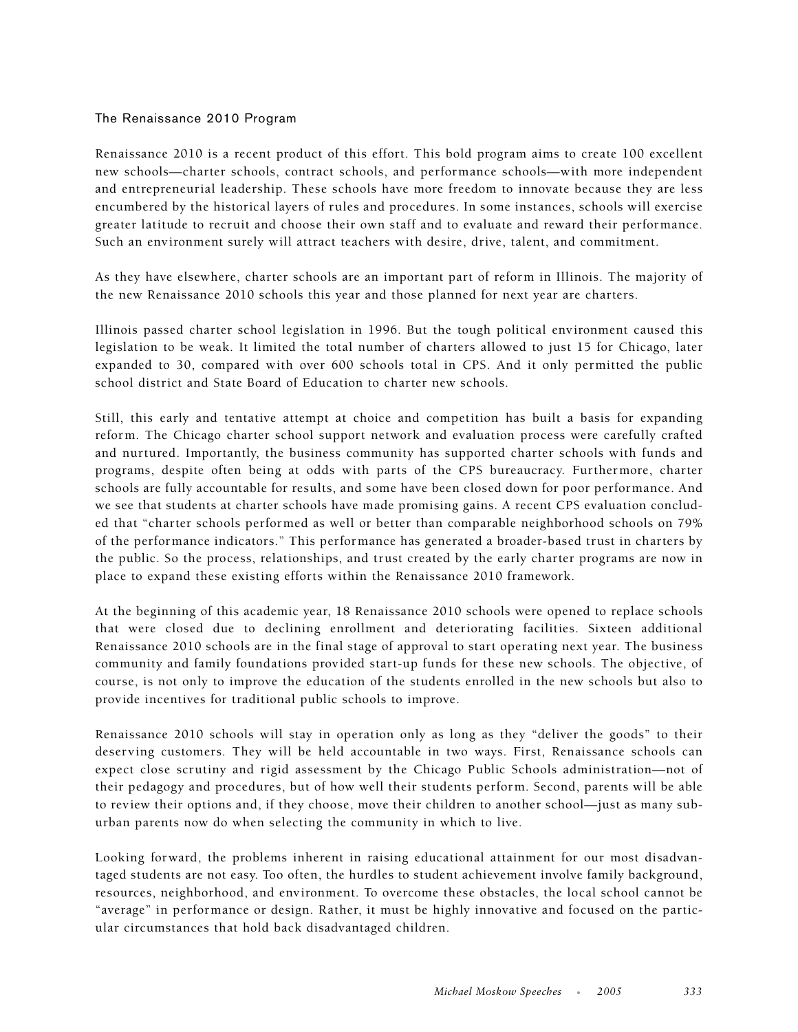## The Renaissance 2010 Program

Renaissance 2010 is a recent product of this effort. This bold program aims to create 100 excellent new schools—charter schools, contract schools, and performance schools—with more independent and entrepreneurial leadership. These schools have more freedom to innovate because they are less encumbered by the historical layers of rules and procedures. In some instances, schools will exercise greater latitude to recruit and choose their own staff and to evaluate and reward their performance. Such an environment surely will attract teachers with desire, drive, talent, and commitment.

As they have elsewhere, charter schools are an important part of reform in Illinois. The majority of the new Renaissance 2010 schools this year and those planned for next year are charters.

Illinois passed charter school legislation in 1996. But the tough political environment caused this legislation to be weak. It limited the total number of charters allowed to just 15 for Chicago, later expanded to 30, compared with over 600 schools total in CPS. And it only permitted the public school district and State Board of Education to charter new schools.

Still, this early and tentative attempt at choice and competition has built a basis for expanding reform. The Chicago charter school support network and evaluation process were carefully crafted and nurtured. Importantly, the business community has supported charter schools with funds and programs, despite often being at odds with parts of the CPS bureaucracy. Furthermore, charter schools are fully accountable for results, and some have been closed down for poor performance. And we see that students at charter schools have made promising gains. A recent CPS evaluation concluded that "charter schools performed as well or better than comparable neighborhood schools on 79% of the performance indicators." This performance has generated a broader-based trust in charters by the public. So the process, relationships, and trust created by the early charter programs are now in place to expand these existing efforts within the Renaissance 2010 framework.

At the beginning of this academic year, 18 Renaissance 2010 schools were opened to replace schools that were closed due to declining enrollment and deteriorating facilities. Sixteen additional Renaissance 2010 schools are in the final stage of approval to start operating next year. The business community and family foundations provided start-up funds for these new schools. The objective, of course, is not only to improve the education of the students enrolled in the new schools but also to provide incentives for traditional public schools to improve.

Renaissance 2010 schools will stay in operation only as long as they "deliver the goods" to their deserving customers. They will be held accountable in two ways. First, Renaissance schools can expect close scrutiny and rigid assessment by the Chicago Public Schools administration—not of their pedagogy and procedures, but of how well their students perform. Second, parents will be able to review their options and, if they choose, move their children to another school—just as many suburban parents now do when selecting the community in which to live.

Looking forward, the problems inherent in raising educational attainment for our most disadvantaged students are not easy. Too often, the hurdles to student achievement involve family background, resources, neighborhood, and environment. To overcome these obstacles, the local school cannot be "average" in performance or design. Rather, it must be highly innovative and focused on the particular circumstances that hold back disadvantaged children.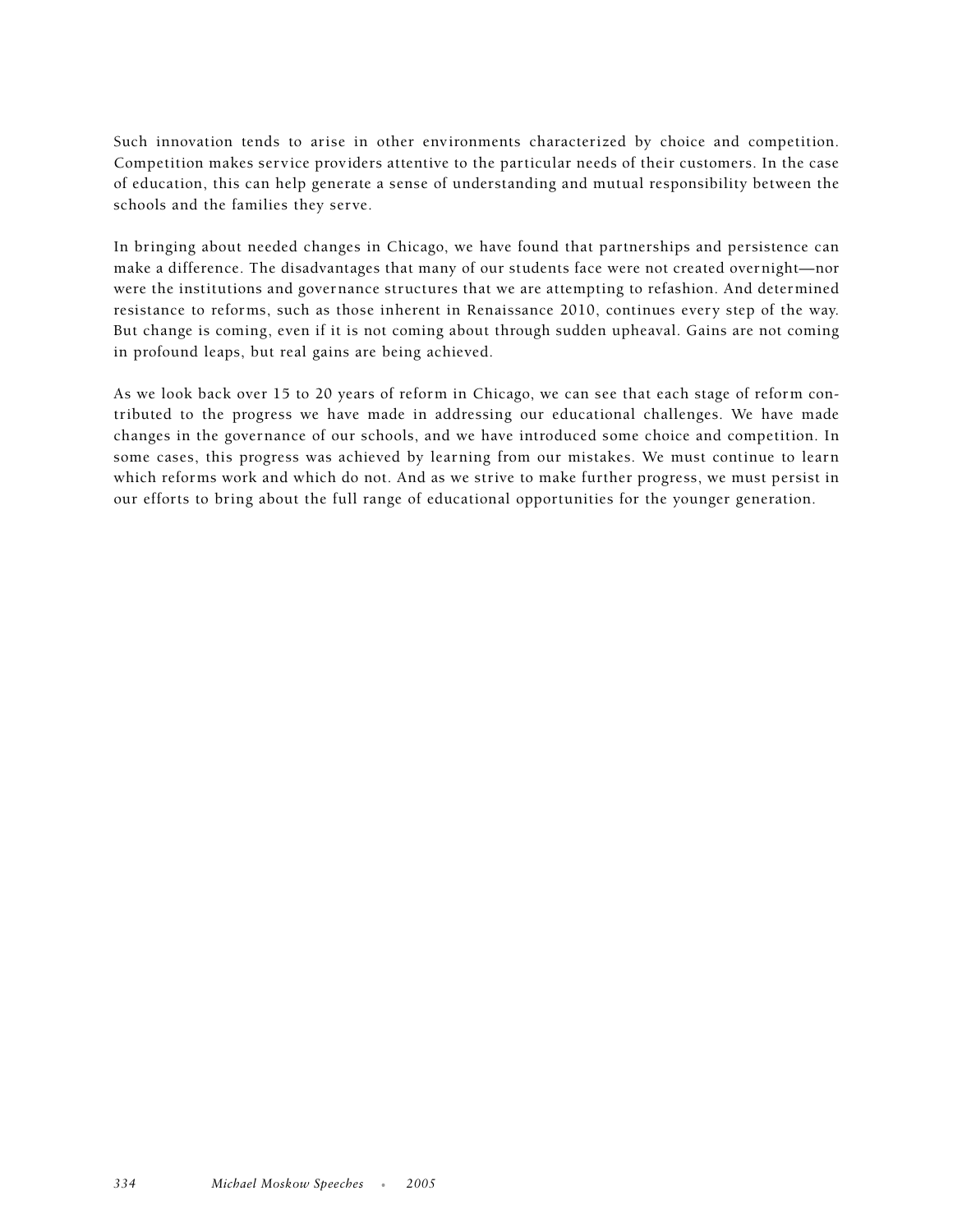Such innovation tends to arise in other environments characterized by choice and competition. Competition makes service providers attentive to the particular needs of their customers. In the case of education, this can help generate a sense of understanding and mutual responsibility between the schools and the families they serve.

In bringing about needed changes in Chicago, we have found that partnerships and persistence can make a difference. The disadvantages that many of our students face were not created overnight—nor were the institutions and governance structures that we are attempting to refashion. And determined resistance to reforms, such as those inherent in Renaissance 2010, continues every step of the way. But change is coming, even if it is not coming about through sudden upheaval. Gains are not coming in profound leaps, but real gains are being achieved.

As we look back over 15 to 20 years of reform in Chicago, we can see that each stage of reform contributed to the progress we have made in addressing our educational challenges. We have made changes in the governance of our schools, and we have introduced some choice and competition. In some cases, this progress was achieved by learning from our mistakes. We must continue to learn which reforms work and which do not. And as we strive to make further progress, we must persist in our efforts to bring about the full range of educational opportunities for the younger generation.